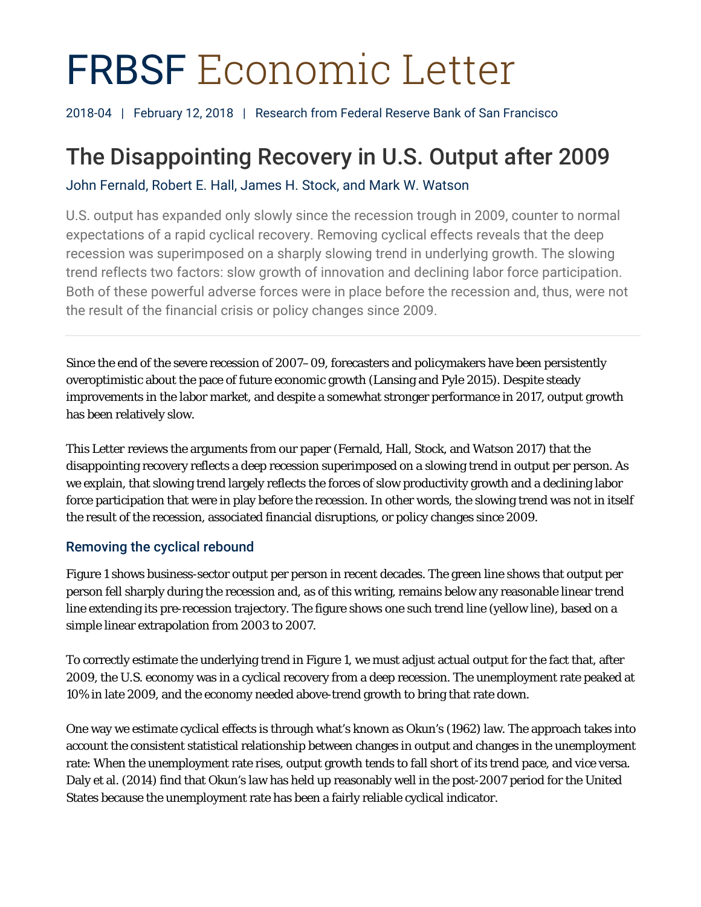# FRBSF Economic Letter

2018-04 | February 12, 2018 | Research from Federal Reserve Bank of San Francisco

## The Disappointing Recovery in U.S. Output after 2009

John Fernald, Robert E. Hall, James H. Stock, and Mark W. Watson

U.S. output has expanded only slowly since the recession trough in 2009, counter to normal expectations of a rapid cyclical recovery. Removing cyclical effects reveals that the deep recession was superimposed on a sharply slowing trend in underlying growth. The slowing trend reflects two factors: slow growth of innovation and declining labor force participation. Both of these powerful adverse forces were in place before the recession and, thus, were not the result of the financial crisis or policy changes since 2009.

---

Since the end of the severe recession of 2007–09, forecasters and policymakers have been persistently overoptimistic about the pace of future economic growth (Lansing and Pyle 2015). Despite steady improvements in the labor market, and despite a somewhat stronger performance in 2017, output growth has been relatively slow.

This Letter reviews the arguments from our paper (Fernald, Hall, Stock, and Watson 2017) that the disappointing recovery reflects a deep recession superimposed on a slowing trend in output per person. As we explain, that slowing trend largely reflects the forces of slow productivity growth and a declining labor force participation that were in play before the recession. In other words, the slowing trend was not in itself the result of the recession, associated financial disruptions, or policy changes since 2009.

### Removing the cyclical rebound

Figure 1 shows business-sector output per person in recent decades. The green line shows that output per person fell sharply during the recession and, as of this writing, remains below any reasonable linear trend line extending its pre-recession trajectory. The figure shows one such trend line (yellow line), based on a simple linear extrapolation from 2003 to 2007.

To correctly estimate the underlying trend in Figure 1, we must adjust actual output for the fact that, after 2009, the U.S. economy was in a cyclical recovery from a deep recession. The unemployment rate peaked at 10% in late 2009, and the economy needed above-trend growth to bring that rate down.

One way we estimate cyclical effects is through what's known as Okun's (1962) law. The approach takes into account the consistent statistical relationship between changes in output and changes in the unemployment rate: When the unemployment rate rises, output growth tends to fall short of its trend pace, and vice versa. Daly et al. (2014) find that Okun's law has held up reasonably well in the post-2007 period for the United States because the unemployment rate has been a fairly reliable cyclical indicator.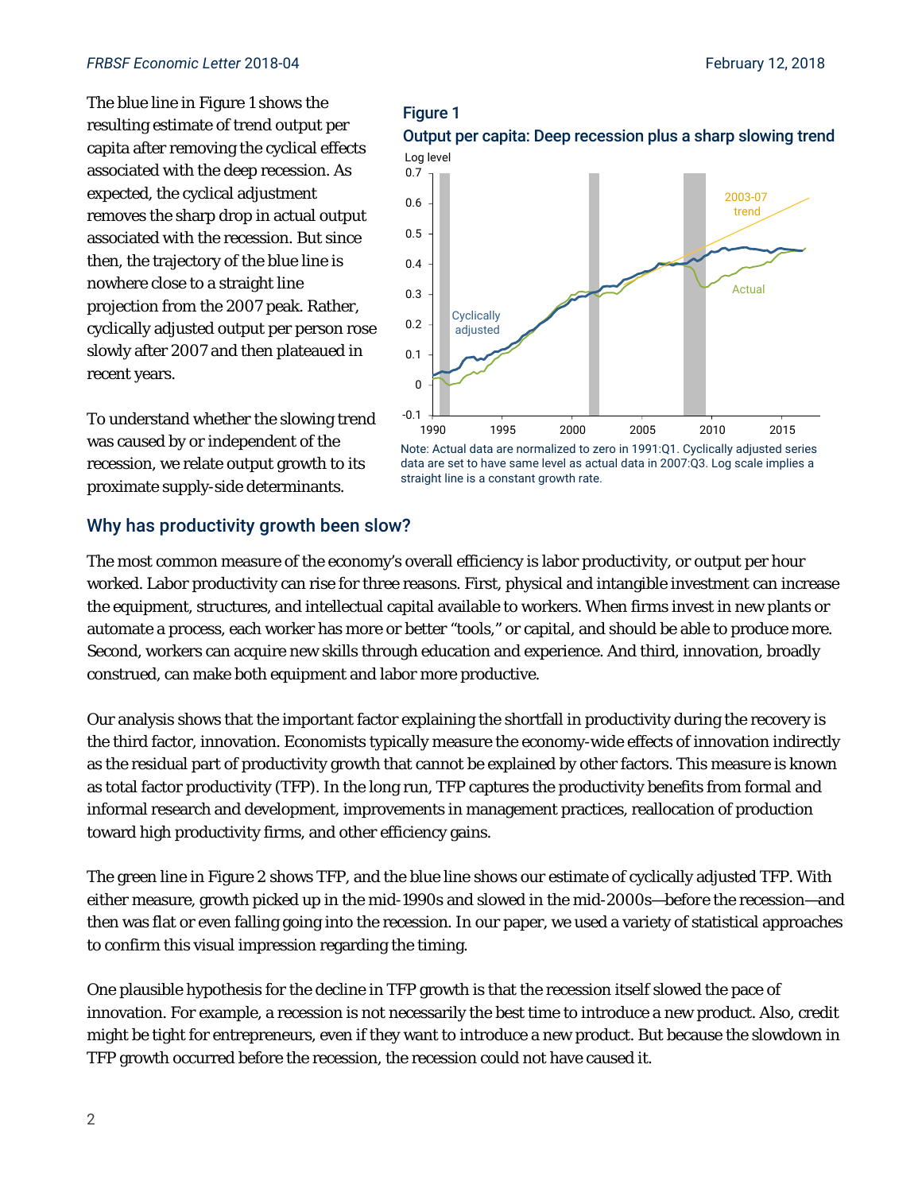The blue line in Figure 1 shows the resulting estimate of trend output per capita after removing the cyclical effects associated with the deep recession. As expected, the cyclical adjustment removes the sharp drop in actual output associated with the recession. But since then, the trajectory of the blue line is nowhere close to a straight line projection from the 2007 peak. Rather, cyclically adjusted output per person rose slowly after 2007 and then plateaued in recent years.

To understand whether the slowing trend was caused by or independent of the recession, we relate output growth to its proximate supply-side determinants.

**Figure 1**

**Output per capita: Deep recession plus a sharp slowing trend**

Note: Actual data are normalized to zero in 1991:Q1. Cyclically adjusted series data are set to have same level as actual data in 2007:Q3. Log scale implies a straight line is a constant growth rate.

## Why has productivity growth been slow?

The most common measure of the economy's overall efficiency is labor productivity, or output per hour worked. Labor productivity can rise for three reasons. First, physical and intangible investment can increase the equipment, structures, and intellectual capital available to workers. When firms invest in new plants or automate a process, each worker has more or better "tools," or capital, and should be able to produce more. Second, workers can acquire new skills through education and experience. And third, innovation, broadly construed, can make both equipment and labor more productive.

Our analysis shows that the important factor explaining the shortfall in productivity during the recovery is the third factor, innovation. Economists typically measure the economy-wide effects of innovation indirectly as the residual part of productivity growth that cannot be explained by other factors. This measure is known as total factor productivity (TFP). In the long run, TFP captures the productivity benefits from formal and informal research and development, improvements in management practices, reallocation of production toward high productivity firms, and other efficiency gains.

The green line in Figure 2 shows TFP, and the blue line shows our estimate of cyclically adjusted TFP. With either measure, growth picked up in the mid-1990s and slowed in the mid-2000s—before the recession—and then was flat or even falling going into the recession. In our paper, we used a variety of statistical approaches to confirm this visual impression regarding the timing.

One plausible hypothesis for the decline in TFP growth is that the recession itself slowed the pace of innovation. For example, a recession is not necessarily the best time to introduce a new product. Also, credit might be tight for entrepreneurs, even if they want to introduce a new product. But because the slowdown in TFP growth occurred before the recession, the recession could not have caused it.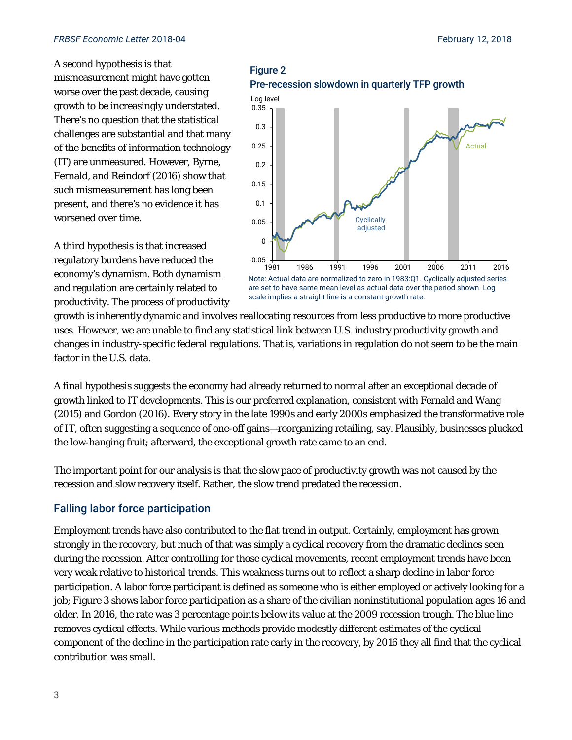A second hypothesis is that mismeasurement might have gotten worse over the past decade, causing growth to be increasingly understated. There's no question that the statistical challenges are substantial and that many of the benefits of information technology (IT) are unmeasured. However, Byrne, Fernald, and Reindorf (2016) show that such mismeasurement has long been present, and there's no evidence it has worsened over time.

**Figure 2**
**Pre-recession slowdown in quarterly TFP growth**

Note: Actual data are normalized to zero in 1983:Q1. Cyclically adjusted series are set to have same mean level as actual data over the period shown. Log scale implies a straight line is a constant growth rate.

A third hypothesis is that increased regulatory burdens have reduced the economy's dynamism. Both dynamism and regulation are certainly related to productivity. The process of productivity growth is inherently dynamic and involves reallocating resources from less productive to more productive uses. However, we are unable to find any statistical link between U.S. industry productivity growth and changes in industry-specific federal regulations. That is, variations in regulation do not seem to be the main factor in the U.S. data.

A final hypothesis suggests the economy had already returned to normal after an exceptional decade of growth linked to IT developments. This is our preferred explanation, consistent with Fernald and Wang (2015) and Gordon (2016). Every story in the late 1990s and early 2000s emphasized the transformative role of IT, often suggesting a sequence of one-off gains—reorganizing retailing, say. Plausibly, businesses plucked the low-hanging fruit; afterward, the exceptional growth rate came to an end.

The important point for our analysis is that the slow pace of productivity growth was not caused by the recession and slow recovery itself. Rather, the slow trend predated the recession.

## Falling labor force participation

Employment trends have also contributed to the flat trend in output. Certainly, employment has grown strongly in the recovery, but much of that was simply a cyclical recovery from the dramatic declines seen during the recession. After controlling for those cyclical movements, recent employment trends have been very weak relative to historical trends. This weakness turns out to reflect a sharp decline in labor force participation. A labor force participant is defined as someone who is either employed or actively looking for a job; Figure 3 shows labor force participation as a share of the civilian noninstitutional population ages 16 and older. In 2016, the rate was 3 percentage points below its value at the 2009 recession trough. The blue line removes cyclical effects. While various methods provide modestly different estimates of the cyclical component of the decline in the participation rate early in the recovery, by 2016 they all find that the cyclical contribution was small.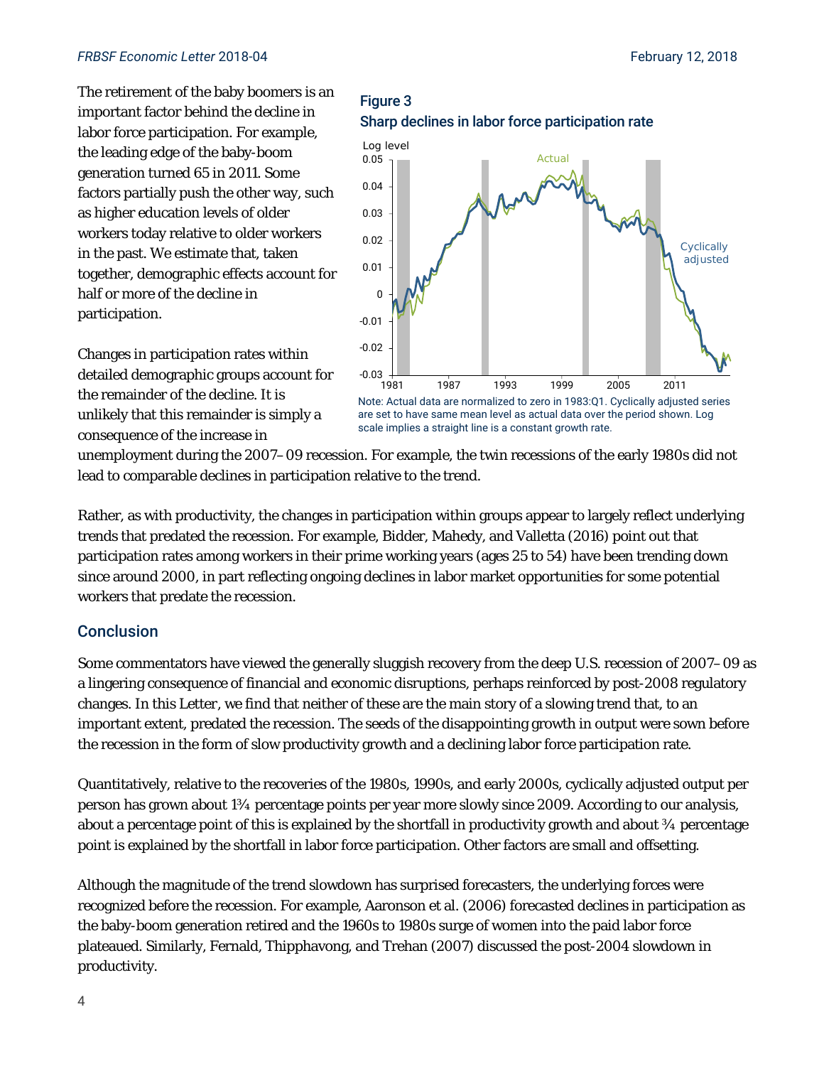The retirement of the baby boomers is an important factor behind the decline in labor force participation. For example, the leading edge of the baby-boom generation turned 65 in 2011. Some factors partially push the other way, such as higher education levels of older workers today relative to older workers in the past. We estimate that, taken together, demographic effects account for half or more of the decline in participation.

**Figure 3**
**Sharp declines in labor force participation rate**

Note: Actual data are normalized to zero in 1983:Q1. Cyclically adjusted series are set to have same mean level as actual data over the period shown. Log scale implies a straight line is a constant growth rate.

Changes in participation rates within detailed demographic groups account for the remainder of the decline. It is unlikely that this remainder is simply a consequence of the increase in unemployment during the 2007–09 recession. For example, the twin recessions of the early 1980s did not lead to comparable declines in participation relative to the trend.

Rather, as with productivity, the changes in participation within groups appear to largely reflect underlying trends that predated the recession. For example, Bidder, Mahedy, and Valletta (2016) point out that participation rates among workers in their prime working years (ages 25 to 54) have been trending down since around 2000, in part reflecting ongoing declines in labor market opportunities for some potential workers that predate the recession.

## Conclusion

Some commentators have viewed the generally sluggish recovery from the deep U.S. recession of 2007–09 as a lingering consequence of financial and economic disruptions, perhaps reinforced by post-2008 regulatory changes. In this Letter, we find that neither of these are the main story of a slowing trend that, to an important extent, predated the recession. The seeds of the disappointing growth in output were sown before the recession in the form of slow productivity growth and a declining labor force participation rate.

Quantitatively, relative to the recoveries of the 1980s, 1990s, and early 2000s, cyclically adjusted output per person has grown about 1¾ percentage points per year more slowly since 2009. According to our analysis, about a percentage point of this is explained by the shortfall in productivity growth and about ¾ percentage point is explained by the shortfall in labor force participation. Other factors are small and offsetting.

Although the magnitude of the trend slowdown has surprised forecasters, the underlying forces were recognized before the recession. For example, Aaronson et al. (2006) forecasted declines in participation as the baby-boom generation retired and the 1960s to 1980s surge of women into the paid labor force plateaued. Similarly, Fernald, Thipphavong, and Trehan (2007) discussed the post-2004 slowdown in productivity.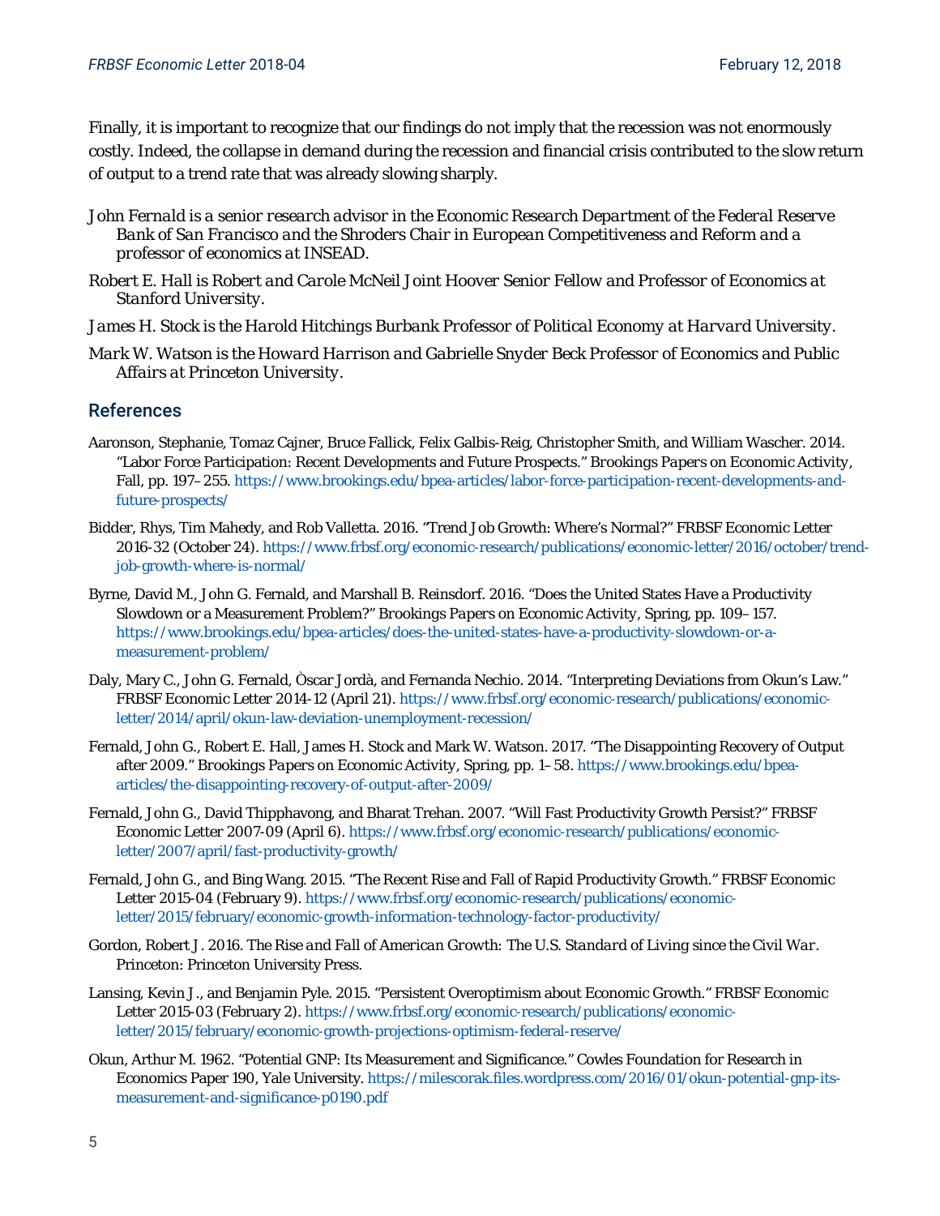Finally, it is important to recognize that our findings do not imply that the recession was not enormously costly. Indeed, the collapse in demand during the recession and financial crisis contributed to the slow return of output to a trend rate that was already slowing sharply.

*John Fernald is a senior research advisor in the Economic Research Department of the Federal Reserve Bank of San Francisco and the Shroders Chair in European Competitiveness and Reform and a professor of economics at INSEAD.*

*Robert E. Hall is Robert and Carole McNeil Joint Hoover Senior Fellow and Professor of Economics at Stanford University.*

*James H. Stock is the Harold Hitchings Burbank Professor of Political Economy at Harvard University.*

*Mark W. Watson is the Howard Harrison and Gabrielle Snyder Beck Professor of Economics and Public Affairs at Princeton University.*

## References

Aaronson, Stephanie, Tomaz Cajner, Bruce Fallick, Felix Galbis-Reig, Christopher Smith, and William Wascher. 2014. "Labor Force Participation: Recent Developments and Future Prospects." *Brookings Papers on Economic Activity*, Fall, pp. 197–255. https://www.brookings.edu/bpea-articles/labor-force-participation-recent-developments-and-future-prospects/

Bidder, Rhys, Tim Mahedy, and Rob Valletta. 2016. "Trend Job Growth: Where's Normal?" FRBSF Economic Letter 2016-32 (October 24). https://www.frbsf.org/economic-research/publications/economic-letter/2016/october/trend-job-growth-where-is-normal/

Byrne, David M., John G. Fernald, and Marshall B. Reinsdorf. 2016. "Does the United States Have a Productivity Slowdown or a Measurement Problem?" *Brookings Papers on Economic Activity*, Spring, pp. 109–157. https://www.brookings.edu/bpea-articles/does-the-united-states-have-a-productivity-slowdown-or-a-measurement-problem/

Daly, Mary C., John G. Fernald, Òscar Jordà, and Fernanda Nechio. 2014. "Interpreting Deviations from Okun's Law." FRBSF Economic Letter 2014-12 (April 21). https://www.frbsf.org/economic-research/publications/economic-letter/2014/april/okun-law-deviation-unemployment-recession/

Fernald, John G., Robert E. Hall, James H. Stock and Mark W. Watson. 2017. "The Disappointing Recovery of Output after 2009." *Brookings Papers on Economic Activity*, Spring, pp. 1–58. https://www.brookings.edu/bpea-articles/the-disappointing-recovery-of-output-after-2009/

Fernald, John G., David Thipphavong, and Bharat Trehan. 2007. "Will Fast Productivity Growth Persist?" FRBSF Economic Letter 2007-09 (April 6). https://www.frbsf.org/economic-research/publications/economic-letter/2007/april/fast-productivity-growth/

Fernald, John G., and Bing Wang. 2015. "The Recent Rise and Fall of Rapid Productivity Growth." FRBSF Economic Letter 2015-04 (February 9). https://www.frbsf.org/economic-research/publications/economic-letter/2015/february/economic-growth-information-technology-factor-productivity/

Gordon, Robert J. 2016. *The Rise and Fall of American Growth: The U.S. Standard of Living since the Civil War*. Princeton: Princeton University Press.

Lansing, Kevin J., and Benjamin Pyle. 2015. "Persistent Overoptimism about Economic Growth." FRBSF Economic Letter 2015-03 (February 2). https://www.frbsf.org/economic-research/publications/economic-letter/2015/february/economic-growth-projections-optimism-federal-reserve/

Okun, Arthur M. 1962. "Potential GNP: Its Measurement and Significance." Cowles Foundation for Research in Economics Paper 190, Yale University. https://milescorak.files.wordpress.com/2016/01/okun-potential-gnp-its-measurement-and-significance-p0190.pdf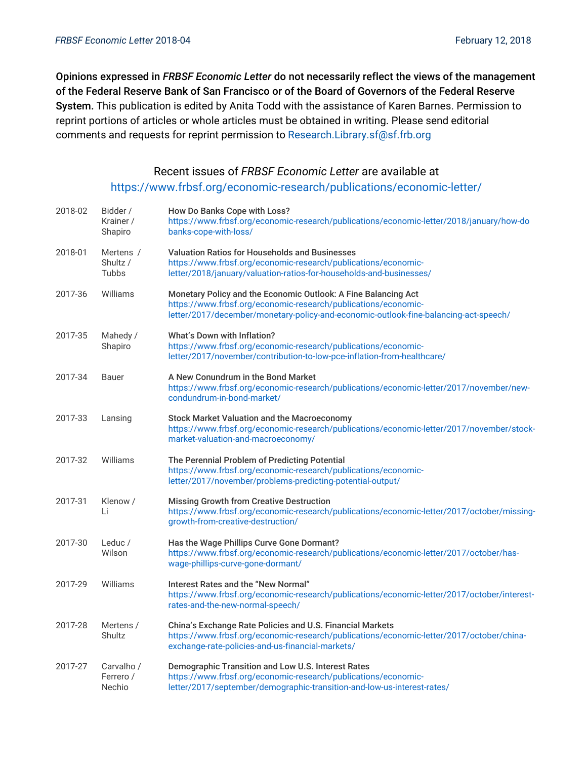**Opinions expressed in *FRBSF Economic Letter* do not necessarily reflect the views of the management of the Federal Reserve Bank of San Francisco or of the Board of Governors of the Federal Reserve System.** This publication is edited by Anita Todd with the assistance of Karen Barnes. Permission to reprint portions of articles or whole articles must be obtained in writing. Please send editorial comments and requests for reprint permission to Research.Library.sf@sf.frb.org

Recent issues of *FRBSF Economic Letter* are available at
https://www.frbsf.org/economic-research/publications/economic-letter/

| | | |
|---|---|---|
| 2018-02 | Bidder / Krainer / Shapiro | **How Do Banks Cope with Loss?** https://www.frbsf.org/economic-research/publications/economic-letter/2018/january/how-do banks-cope-with-loss/ |
| 2018-01 | Mertens / Shultz / Tubbs | **Valuation Ratios for Households and Businesses** https://www.frbsf.org/economic-research/publications/economic-letter/2018/january/valuation-ratios-for-households-and-businesses/ |
| 2017-36 | Williams | **Monetary Policy and the Economic Outlook: A Fine Balancing Act** https://www.frbsf.org/economic-research/publications/economic-letter/2017/december/monetary-policy-and-economic-outlook-fine-balancing-act-speech/ |
| 2017-35 | Mahedy / Shapiro | **What's Down with Inflation?** https://www.frbsf.org/economic-research/publications/economic-letter/2017/november/contribution-to-low-pce-inflation-from-healthcare/ |
| 2017-34 | Bauer | **A New Conundrum in the Bond Market** https://www.frbsf.org/economic-research/publications/economic-letter/2017/november/new-condundrum-in-bond-market/ |
| 2017-33 | Lansing | **Stock Market Valuation and the Macroeconomy** https://www.frbsf.org/economic-research/publications/economic-letter/2017/november/stock-market-valuation-and-macroeconomy/ |
| 2017-32 | Williams | **The Perennial Problem of Predicting Potential** https://www.frbsf.org/economic-research/publications/economic-letter/2017/november/problems-predicting-potential-output/ |
| 2017-31 | Klenow / Li | **Missing Growth from Creative Destruction** https://www.frbsf.org/economic-research/publications/economic-letter/2017/october/missing-growth-from-creative-destruction/ |
| 2017-30 | Leduc / Wilson | **Has the Wage Phillips Curve Gone Dormant?** https://www.frbsf.org/economic-research/publications/economic-letter/2017/october/has-wage-phillips-curve-gone-dormant/ |
| 2017-29 | Williams | **Interest Rates and the "New Normal"** https://www.frbsf.org/economic-research/publications/economic-letter/2017/october/interest-rates-and-the-new-normal-speech/ |
| 2017-28 | Mertens / Shultz | **China's Exchange Rate Policies and U.S. Financial Markets** https://www.frbsf.org/economic-research/publications/economic-letter/2017/october/china-exchange-rate-policies-and-us-financial-markets/ |
| 2017-27 | Carvalho / Ferrero / Nechio | **Demographic Transition and Low U.S. Interest Rates** https://www.frbsf.org/economic-research/publications/economic-letter/2017/september/demographic-transition-and-low-us-interest-rates/ |